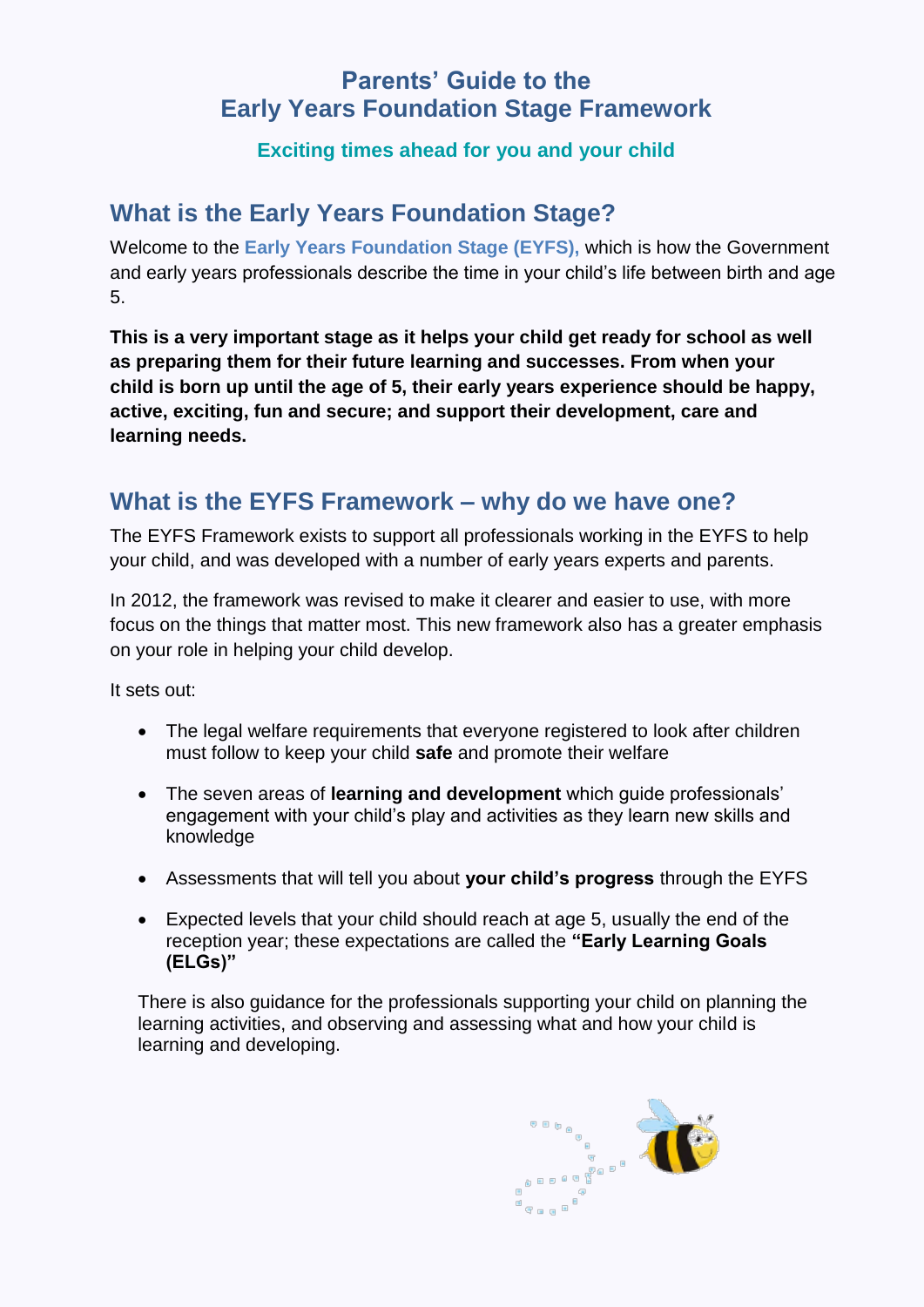# Parents' Guide to the Early Years Foundation Stage Framework

### Exciting times ahead for you and your child

## What is the Early Years Foundation Stage?

Welcome to the **Early Years Foundation Stage (EYFS),** which is how the Government and early years professionals describe the time in your child's life between birth and age 5.

**This is a very important stage as it helps your child get ready for school as well as preparing them for their future learning and successes. From when your child is born up until the age of 5, their early years experience should be happy, active, exciting, fun and secure; and support their development, care and learning needs.**

## What is the EYFS Framework – why do we have one?

The EYFS Framework exists to support all professionals working in the EYFS to help your child, and was developed with a number of early years experts and parents.

In 2012, the framework was revised to make it clearer and easier to use, with more focus on the things that matter most. This new framework also has a greater emphasis on your role in helping your child develop.

It sets out:

- The legal welfare requirements that everyone registered to look after children must follow to keep your child **safe** and promote their welfare
- The seven areas of **learning and development** which guide professionals' engagement with your child's play and activities as they learn new skills and knowledge
- Assessments that will tell you about **your child's progress** through the EYFS
- Expected levels that your child should reach at age 5, usually the end of the reception year; these expectations are called the **"Early Learning Goals (ELGs)"**

There is also guidance for the professionals supporting your child on planning the learning activities, and observing and assessing what and how your child is learning and developing.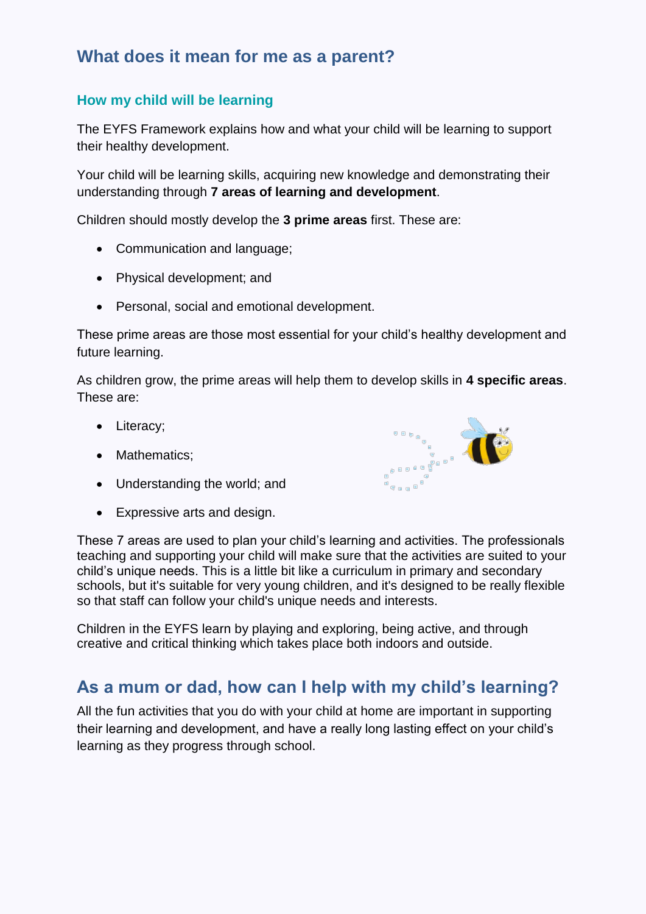## What does it mean for me as a parent?

### How my child will be learning

The EYFS Framework explains how and what your child will be learning to support their healthy development.

Your child will be learning skills, acquiring new knowledge and demonstrating their understanding through **7 areas of learning and development**.

Children should mostly develop the **3 prime areas** first. These are:

- Communication and language;
- Physical development; and
- Personal, social and emotional development.

These prime areas are those most essential for your child's healthy development and future learning.

As children grow, the prime areas will help them to develop skills in **4 specific areas**. These are:

- Literacy;
- Mathematics;
- Understanding the world; and
- Expressive arts and design.

These 7 areas are used to plan your child's learning and activities. The professionals teaching and supporting your child will make sure that the activities are suited to your child's unique needs. This is a little bit like a curriculum in primary and secondary schools, but it's suitable for very young children, and it's designed to be really flexible so that staff can follow your child's unique needs and interests.

Children in the EYFS learn by playing and exploring, being active, and through creative and critical thinking which takes place both indoors and outside.

## As a mum or dad, how can I help with my child's learning?

All the fun activities that you do with your child at home are important in supporting their learning and development, and have a really long lasting effect on your child's learning as they progress through school.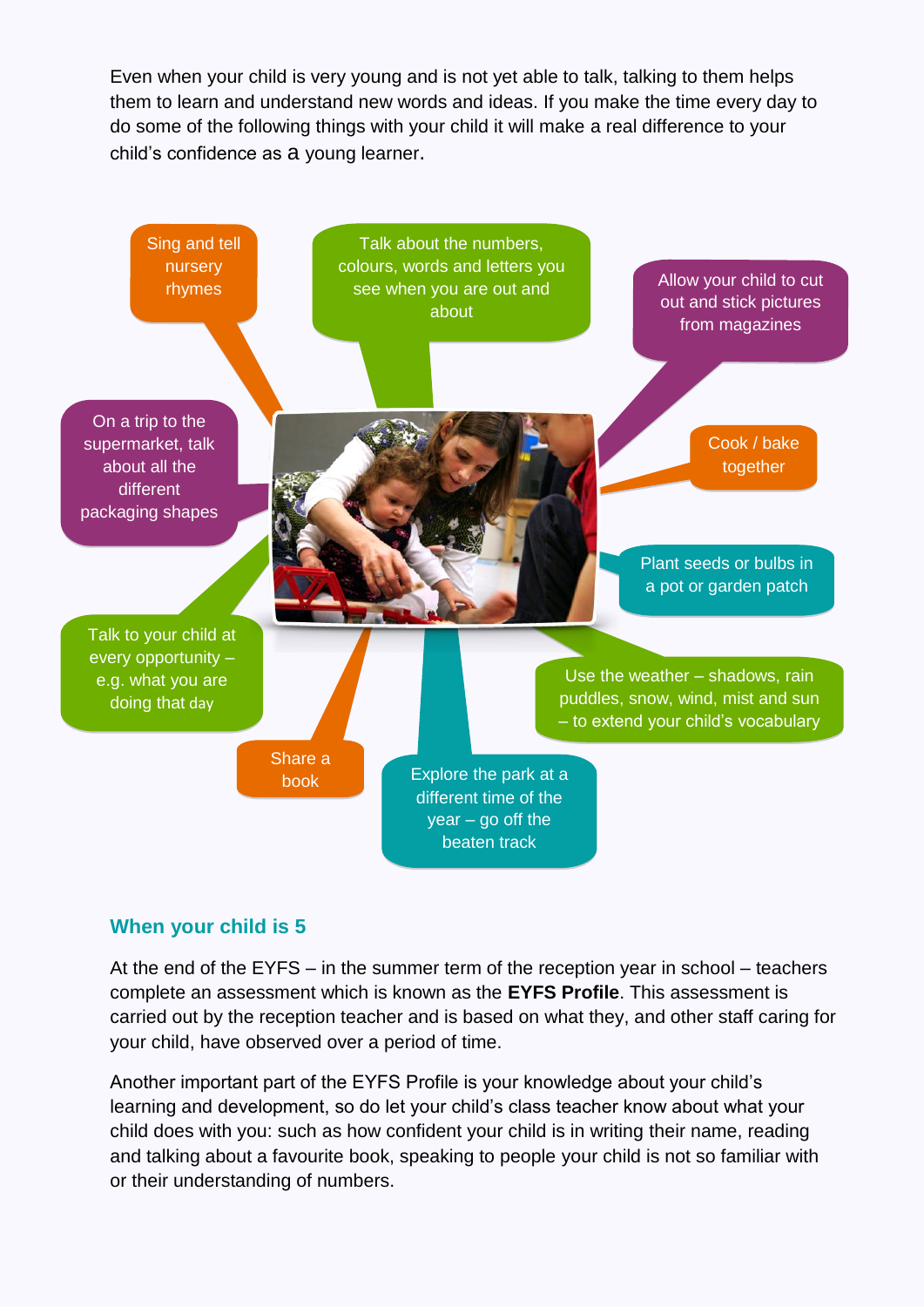Even when your child is very young and is not yet able to talk, talking to them helps them to learn and understand new words and ideas. If you make the time every day to do some of the following things with your child it will make a real difference to your child's confidence as a young learner.

- Sing and tell nursery rhymes
- Talk about the numbers, colours, words and letters you see when you are out and about
- Allow your child to cut out and stick pictures from magazines
- On a trip to the supermarket, talk about all the different packaging shapes
- Cook / bake together
- Plant seeds or bulbs in a pot or garden patch
- Talk to your child at every opportunity – e.g. what you are doing that day
- Use the weather – shadows, rain puddles, snow, wind, mist and sun – to extend your child's vocabulary
- Share a book
- Explore the park at a different time of the year – go off the beaten track

## When your child is 5

At the end of the EYFS – in the summer term of the reception year in school – teachers complete an assessment which is known as the **EYFS Profile**. This assessment is carried out by the reception teacher and is based on what they, and other staff caring for your child, have observed over a period of time.

Another important part of the EYFS Profile is your knowledge about your child's learning and development, so do let your child's class teacher know about what your child does with you: such as how confident your child is in writing their name, reading and talking about a favourite book, speaking to people your child is not so familiar with or their understanding of numbers.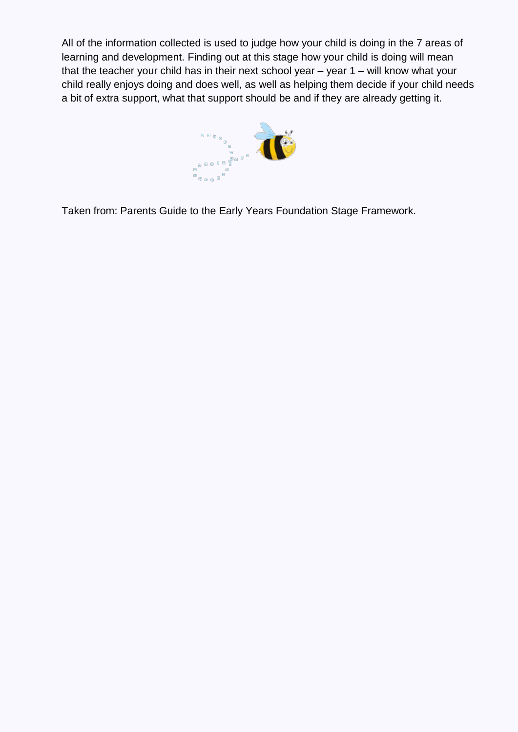All of the information collected is used to judge how your child is doing in the 7 areas of learning and development. Finding out at this stage how your child is doing will mean that the teacher your child has in their next school year – year 1 – will know what your child really enjoys doing and does well, as well as helping them decide if your child needs a bit of extra support, what that support should be and if they are already getting it.

Taken from: Parents Guide to the Early Years Foundation Stage Framework.